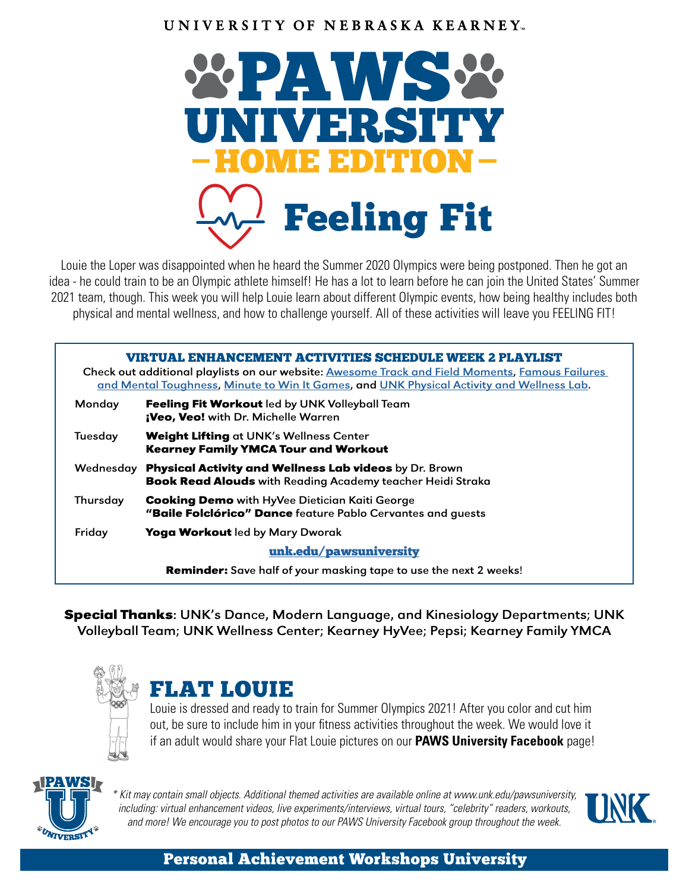UNIVERSITY OF NEBRASKA KEARNEY

# PAWS UNIVERSITY
## – HOME EDITION –
# Feeling Fit

Louie the Loper was disappointed when he heard the Summer 2020 Olympics were being postponed. Then he got an idea - he could train to be an Olympic athlete himself! He has a lot to learn before he can join the United States' Summer 2021 team, though. This week you will help Louie learn about different Olympic events, how being healthy includes both physical and mental wellness, and how to challenge yourself. All of these activities will leave you FEELING FIT!

## VIRTUAL ENHANCEMENT ACTIVITIES SCHEDULE WEEK 2 PLAYLIST

Check out additional playlists on our website: Awesome Track and Field Moments, Famous Failures and Mental Toughness, Minute to Win It Games, and UNK Physical Activity and Wellness Lab.

| | |
|---|---|
| Monday | **Feeling Fit Workout** led by UNK Volleyball Team<br>**¡Veo, Veo!** with Dr. Michelle Warren |
| Tuesday | **Weight Lifting** at UNK's Wellness Center<br>**Kearney Family YMCA Tour and Workout** |
| Wednesday | **Physical Activity and Wellness Lab videos** by Dr. Brown<br>**Book Read Alouds** with Reading Academy teacher Heidi Straka |
| Thursday | **Cooking Demo** with HyVee Dietician Kaiti George<br>**"Baile Folclórico" Dance** feature Pablo Cervantes and guests |
| Friday | **Yoga Workout** led by Mary Dworak |

unk.edu/pawsuniversity

**Reminder:** Save half of your masking tape to use the next 2 weeks!

**Special Thanks**: UNK's Dance, Modern Language, and Kinesiology Departments; UNK Volleyball Team; UNK Wellness Center; Kearney HyVee; Pepsi; Kearney Family YMCA

## FLAT LOUIE

Louie is dressed and ready to train for Summer Olympics 2021! After you color and cut him out, be sure to include him in your fitness activities throughout the week. We would love it if an adult would share your Flat Louie pictures on our **PAWS University Facebook** page!

*\* Kit may contain small objects. Additional themed activities are available online at www.unk.edu/pawsuniversity, including: virtual enhancement videos, live experiments/interviews, virtual tours, "celebrity" readers, workouts, and more! We encourage you to post photos to our PAWS University Facebook group throughout the week.*

**Personal Achievement Workshops University**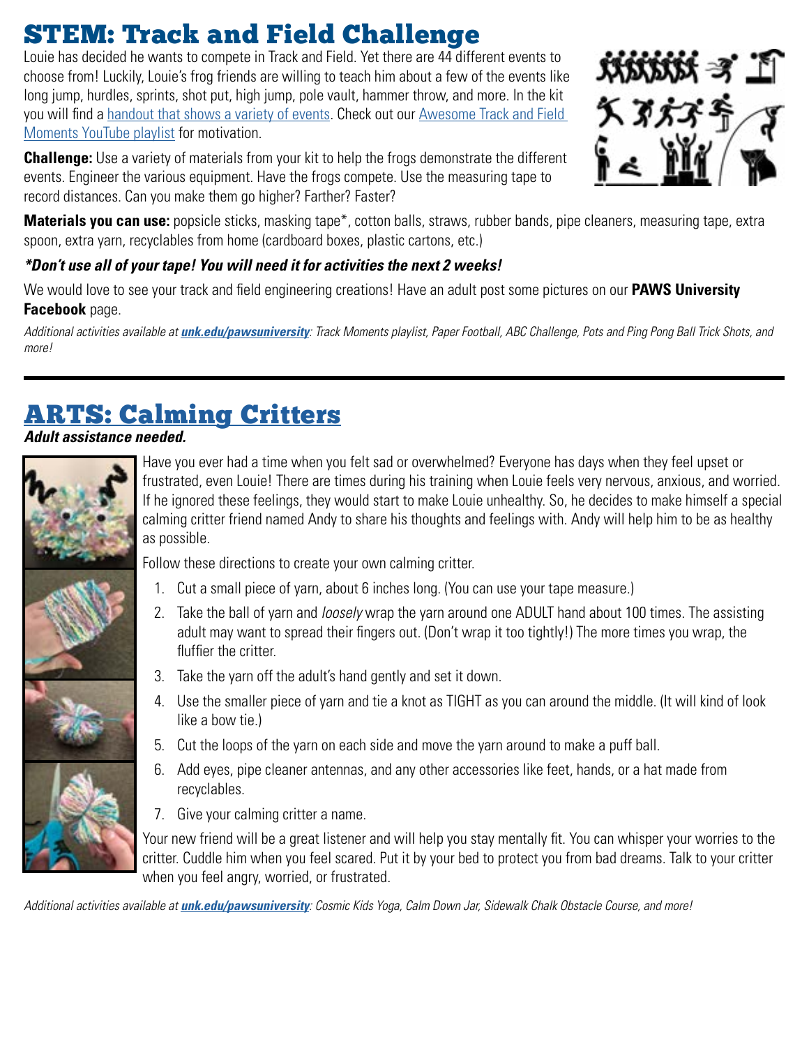# STEM: Track and Field Challenge

Louie has decided he wants to compete in Track and Field. Yet there are 44 different events to choose from! Luckily, Louie's frog friends are willing to teach him about a few of the events like long jump, hurdles, sprints, shot put, high jump, pole vault, hammer throw, and more. In the kit you will find a handout that shows a variety of events. Check out our Awesome Track and Field Moments YouTube playlist for motivation.

**Challenge:** Use a variety of materials from your kit to help the frogs demonstrate the different events. Engineer the various equipment. Have the frogs compete. Use the measuring tape to record distances. Can you make them go higher? Farther? Faster?

**Materials you can use:** popsicle sticks, masking tape*, cotton balls, straws, rubber bands, pipe cleaners, measuring tape, extra spoon, extra yarn, recyclables from home (cardboard boxes, plastic cartons, etc.)

***Don't use all of your tape! You will need it for activities the next 2 weeks!***

We would love to see your track and field engineering creations! Have an adult post some pictures on our **PAWS University Facebook** page.

*Additional activities available at **unk.edu/pawsuniversity**: Track Moments playlist, Paper Football, ABC Challenge, Pots and Ping Pong Ball Trick Shots, and more!*

---

# ARTS: Calming Critters

***Adult assistance needed.***

Have you ever had a time when you felt sad or overwhelmed? Everyone has days when they feel upset or frustrated, even Louie! There are times during his training when Louie feels very nervous, anxious, and worried. If he ignored these feelings, they would start to make Louie unhealthy. So, he decides to make himself a special calming critter friend named Andy to share his thoughts and feelings with. Andy will help him to be as healthy as possible.

Follow these directions to create your own calming critter.

1. Cut a small piece of yarn, about 6 inches long. (You can use your tape measure.)
2. Take the ball of yarn and *loosely* wrap the yarn around one ADULT hand about 100 times. The assisting adult may want to spread their fingers out. (Don't wrap it too tightly!) The more times you wrap, the fluffier the critter.
3. Take the yarn off the adult's hand gently and set it down.
4. Use the smaller piece of yarn and tie a knot as TIGHT as you can around the middle. (It will kind of look like a bow tie.)
5. Cut the loops of the yarn on each side and move the yarn around to make a puff ball.
6. Add eyes, pipe cleaner antennas, and any other accessories like feet, hands, or a hat made from recyclables.
7. Give your calming critter a name.

Your new friend will be a great listener and will help you stay mentally fit. You can whisper your worries to the critter. Cuddle him when you feel scared. Put it by your bed to protect you from bad dreams. Talk to your critter when you feel angry, worried, or frustrated.

*Additional activities available at **unk.edu/pawsuniversity**: Cosmic Kids Yoga, Calm Down Jar, Sidewalk Chalk Obstacle Course, and more!*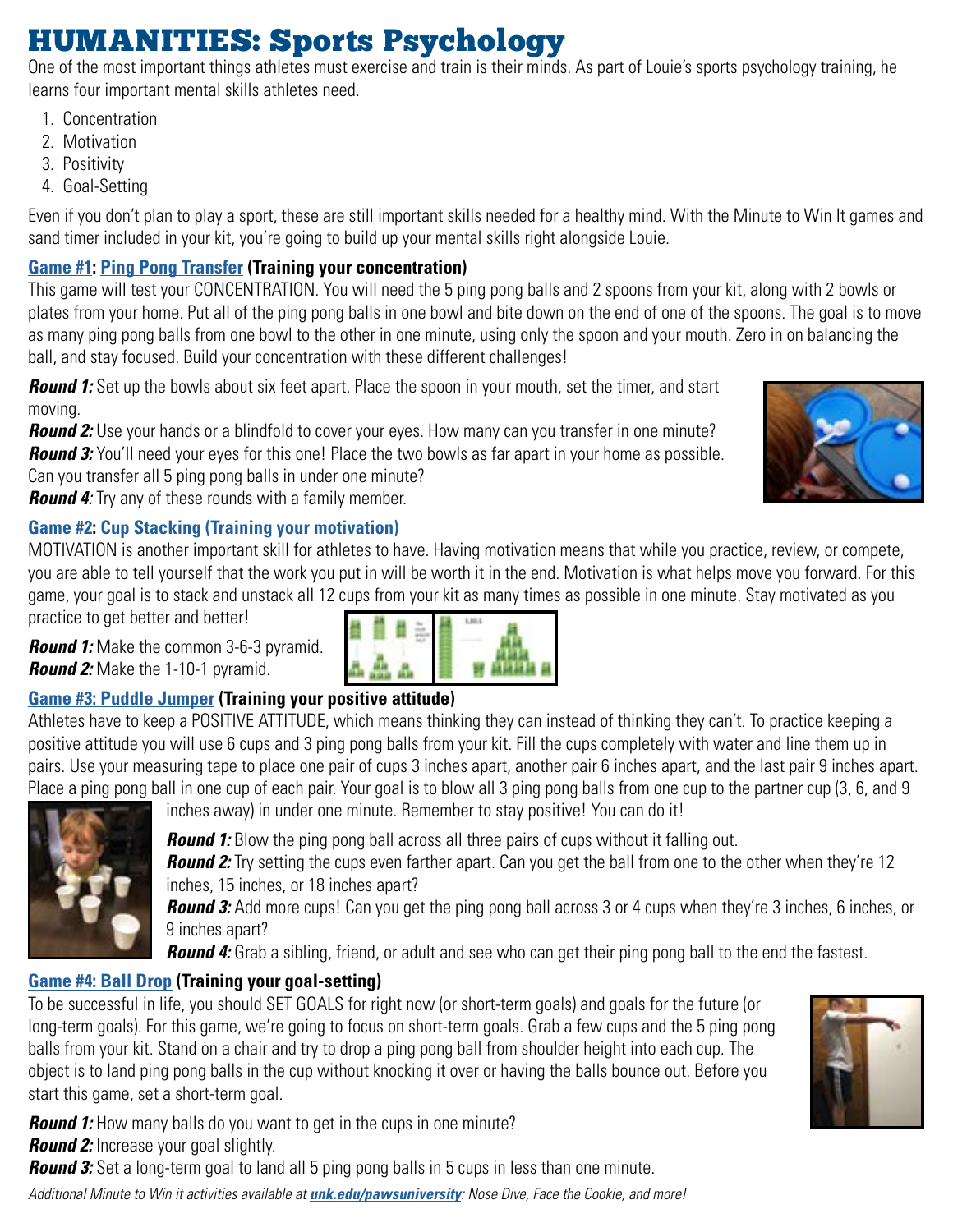# HUMANITIES: Sports Psychology

One of the most important things athletes must exercise and train is their minds. As part of Louie's sports psychology training, he learns four important mental skills athletes need.

1. Concentration
2. Motivation
3. Positivity
4. Goal-Setting

Even if you don't plan to play a sport, these are still important skills needed for a healthy mind. With the Minute to Win It games and sand timer included in your kit, you're going to build up your mental skills right alongside Louie.

### Game #1: Ping Pong Transfer (Training your concentration)

This game will test your CONCENTRATION. You will need the 5 ping pong balls and 2 spoons from your kit, along with 2 bowls or plates from your home. Put all of the ping pong balls in one bowl and bite down on the end of one of the spoons. The goal is to move as many ping pong balls from one bowl to the other in one minute, using only the spoon and your mouth. Zero in on balancing the ball, and stay focused. Build your concentration with these different challenges!

***Round 1:*** Set up the bowls about six feet apart. Place the spoon in your mouth, set the timer, and start moving.

***Round 2:*** Use your hands or a blindfold to cover your eyes. How many can you transfer in one minute?

***Round 3:*** You'll need your eyes for this one! Place the two bowls as far apart in your home as possible. Can you transfer all 5 ping pong balls in under one minute?

***Round 4:*** Try any of these rounds with a family member.

### Game #2: Cup Stacking (Training your motivation)

MOTIVATION is another important skill for athletes to have. Having motivation means that while you practice, review, or compete, you are able to tell yourself that the work you put in will be worth it in the end. Motivation is what helps move you forward. For this game, your goal is to stack and unstack all 12 cups from your kit as many times as possible in one minute. Stay motivated as you practice to get better and better!

***Round 1:*** Make the common 3-6-3 pyramid.

***Round 2:*** Make the 1-10-1 pyramid.

### Game #3: Puddle Jumper (Training your positive attitude)

Athletes have to keep a POSITIVE ATTITUDE, which means thinking they can instead of thinking they can't. To practice keeping a positive attitude you will use 6 cups and 3 ping pong balls from your kit. Fill the cups completely with water and line them up in pairs. Use your measuring tape to place one pair of cups 3 inches apart, another pair 6 inches apart, and the last pair 9 inches apart. Place a ping pong ball in one cup of each pair. Your goal is to blow all 3 ping pong balls from one cup to the partner cup (3, 6, and 9 inches away) in under one minute. Remember to stay positive! You can do it!

***Round 1:*** Blow the ping pong ball across all three pairs of cups without it falling out.

***Round 2:*** Try setting the cups even farther apart. Can you get the ball from one to the other when they're 12 inches, 15 inches, or 18 inches apart?

***Round 3:*** Add more cups! Can you get the ping pong ball across 3 or 4 cups when they're 3 inches, 6 inches, or 9 inches apart?

***Round 4:*** Grab a sibling, friend, or adult and see who can get their ping pong ball to the end the fastest.

### Game #4: Ball Drop (Training your goal-setting)

To be successful in life, you should SET GOALS for right now (or short-term goals) and goals for the future (or long-term goals). For this game, we're going to focus on short-term goals. Grab a few cups and the 5 ping pong balls from your kit. Stand on a chair and try to drop a ping pong ball from shoulder height into each cup. The object is to land ping pong balls in the cup without knocking it over or having the balls bounce out. Before you start this game, set a short-term goal.

***Round 1:*** How many balls do you want to get in the cups in one minute?

***Round 2:*** Increase your goal slightly.

***Round 3:*** Set a long-term goal to land all 5 ping pong balls in 5 cups in less than one minute.

*Additional Minute to Win it activities available at **unk.edu/pawsuniversity**: Nose Dive, Face the Cookie, and more!*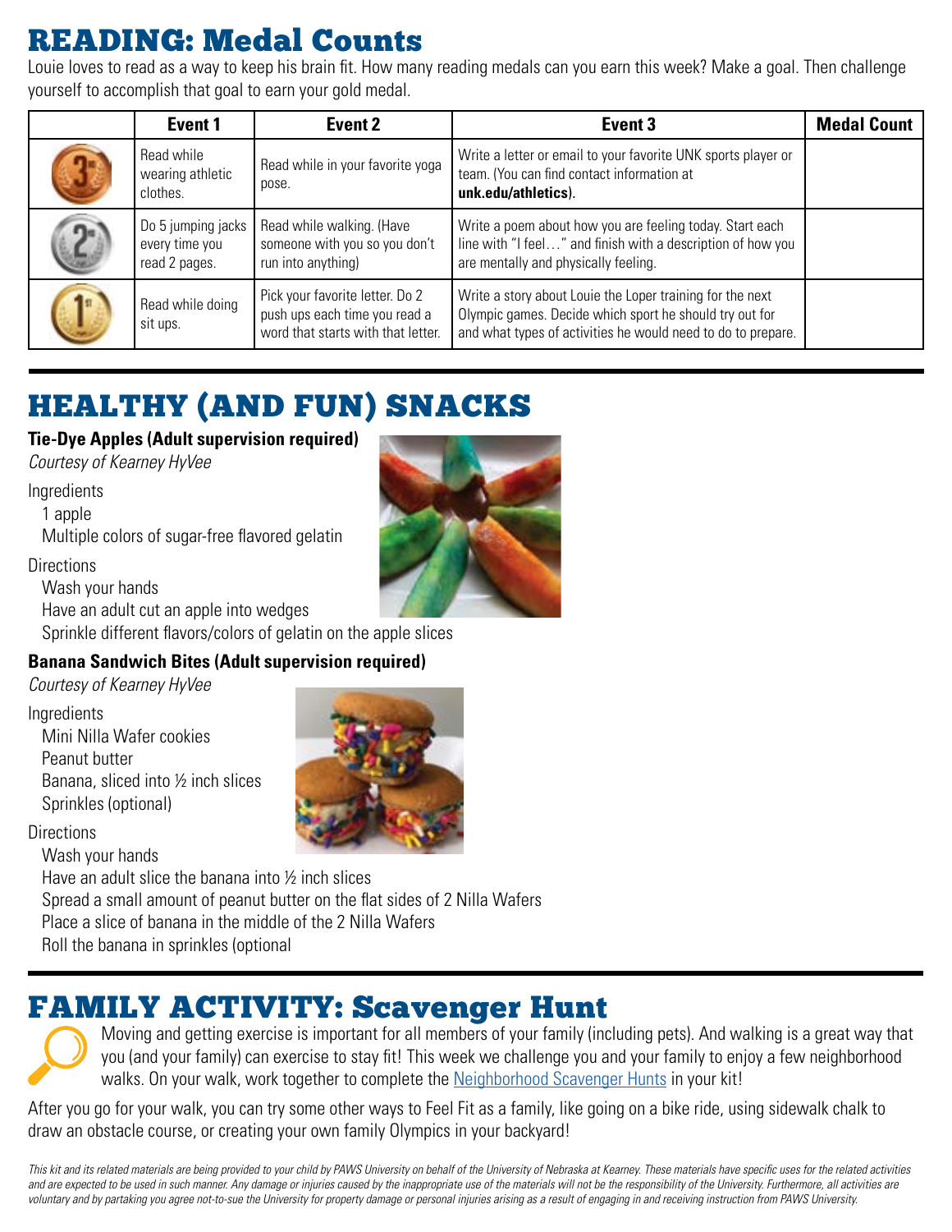# READING: Medal Counts

Louie loves to read as a way to keep his brain fit. How many reading medals can you earn this week? Make a goal. Then challenge yourself to accomplish that goal to earn your gold medal.

| | Event 1 | Event 2 | Event 3 | Medal Count |
|---|---|---|---|---|
| 3rd | Read while wearing athletic clothes. | Read while in your favorite yoga pose. | Write a letter or email to your favorite UNK sports player or team. (You can find contact information at **unk.edu/athletics**). | |
| 2nd | Do 5 jumping jacks every time you read 2 pages. | Read while walking. (Have someone with you so you don't run into anything) | Write a poem about how you are feeling today. Start each line with "I feel…" and finish with a description of how you are mentally and physically feeling. | |
| 1st | Read while doing sit ups. | Pick your favorite letter. Do 2 push ups each time you read a word that starts with that letter. | Write a story about Louie the Loper training for the next Olympic games. Decide which sport he should try out for and what types of activities he would need to do to prepare. | |

# HEALTHY (AND FUN) SNACKS

**Tie-Dye Apples (Adult supervision required)**

*Courtesy of Kearney HyVee*

Ingredients

- 1 apple
- Multiple colors of sugar-free flavored gelatin

Directions

- Wash your hands
- Have an adult cut an apple into wedges
- Sprinkle different flavors/colors of gelatin on the apple slices

**Banana Sandwich Bites (Adult supervision required)**

*Courtesy of Kearney HyVee*

Ingredients

- Mini Nilla Wafer cookies
- Peanut butter
- Banana, sliced into ½ inch slices
- Sprinkles (optional)

Directions

- Wash your hands
- Have an adult slice the banana into ½ inch slices
- Spread a small amount of peanut butter on the flat sides of 2 Nilla Wafers
- Place a slice of banana in the middle of the 2 Nilla Wafers
- Roll the banana in sprinkles (optional

# FAMILY ACTIVITY: Scavenger Hunt

Moving and getting exercise is important for all members of your family (including pets). And walking is a great way that you (and your family) can exercise to stay fit! This week we challenge you and your family to enjoy a few neighborhood walks. On your walk, work together to complete the Neighborhood Scavenger Hunts in your kit!

After you go for your walk, you can try some other ways to Feel Fit as a family, like going on a bike ride, using sidewalk chalk to draw an obstacle course, or creating your own family Olympics in your backyard!

*This kit and its related materials are being provided to your child by PAWS University on behalf of the University of Nebraska at Kearney. These materials have specific uses for the related activities and are expected to be used in such manner. Any damage or injuries caused by the inappropriate use of the materials will not be the responsibility of the University. Furthermore, all activities are voluntary and by partaking you agree not-to-sue the University for property damage or personal injuries arising as a result of engaging in and receiving instruction from PAWS University.*